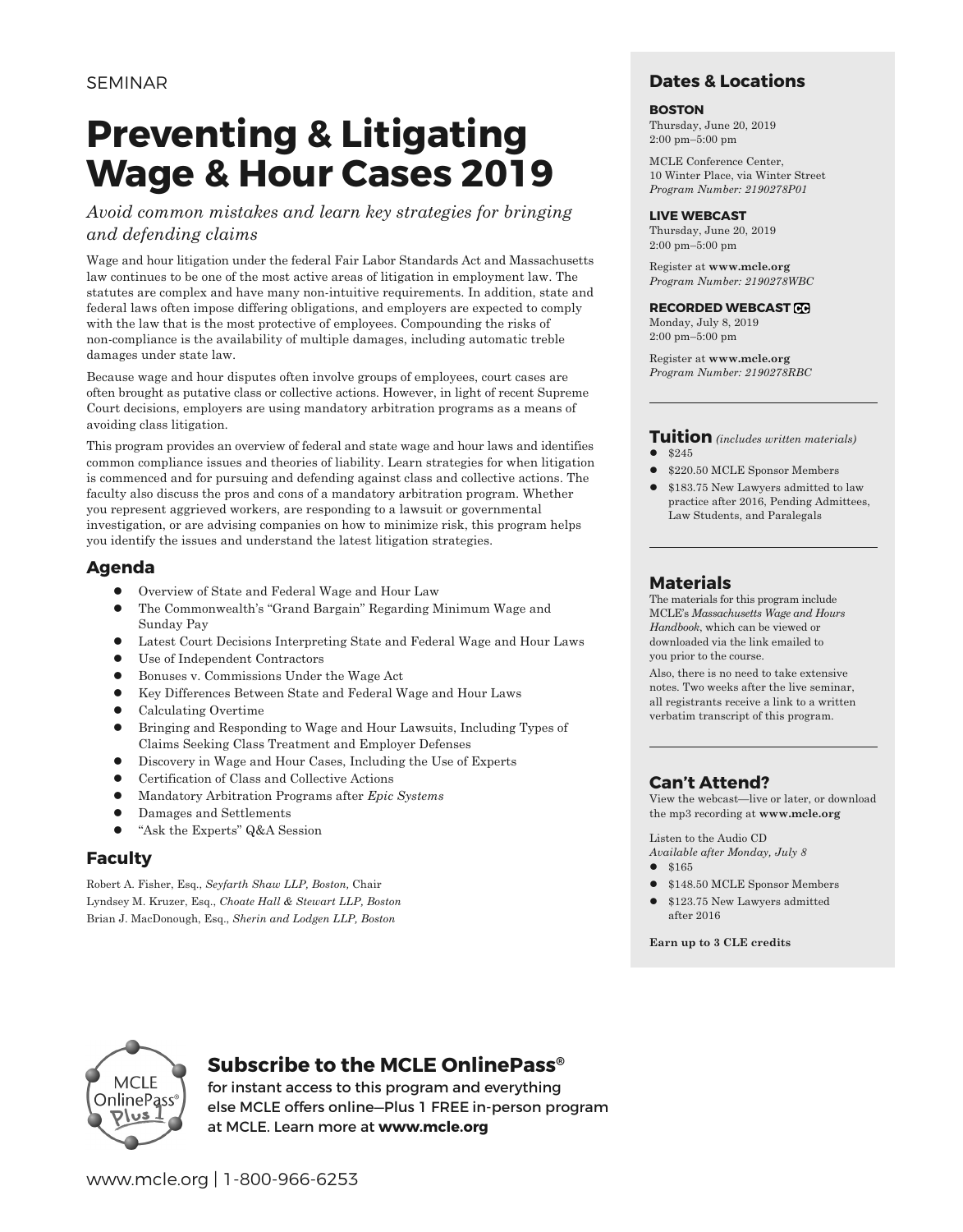SEMINAR

# Preventing & Litigating Wage & Hour Cases 2019

*Avoid common mistakes and learn key strategies for bringing and defending claims*

Wage and hour litigation under the federal Fair Labor Standards Act and Massachusetts law continues to be one of the most active areas of litigation in employment law. The statutes are complex and have many non-intuitive requirements. In addition, state and federal laws often impose differing obligations, and employers are expected to comply with the law that is the most protective of employees. Compounding the risks of non-compliance is the availability of multiple damages, including automatic treble damages under state law.

Because wage and hour disputes often involve groups of employees, court cases are often brought as putative class or collective actions. However, in light of recent Supreme Court decisions, employers are using mandatory arbitration programs as a means of avoiding class litigation.

This program provides an overview of federal and state wage and hour laws and identifies common compliance issues and theories of liability. Learn strategies for when litigation is commenced and for pursuing and defending against class and collective actions. The faculty also discuss the pros and cons of a mandatory arbitration program. Whether you represent aggrieved workers, are responding to a lawsuit or governmental investigation, or are advising companies on how to minimize risk, this program helps you identify the issues and understand the latest litigation strategies.

## Agenda

- Overview of State and Federal Wage and Hour Law
- The Commonwealth's "Grand Bargain" Regarding Minimum Wage and Sunday Pay
- Latest Court Decisions Interpreting State and Federal Wage and Hour Laws
- Use of Independent Contractors
- Bonuses v. Commissions Under the Wage Act
- Key Differences Between State and Federal Wage and Hour Laws
- Calculating Overtime
- Bringing and Responding to Wage and Hour Lawsuits, Including Types of Claims Seeking Class Treatment and Employer Defenses
- Discovery in Wage and Hour Cases, Including the Use of Experts
- Certification of Class and Collective Actions
- Mandatory Arbitration Programs after *Epic Systems*
- Damages and Settlements
- "Ask the Experts" Q&A Session

## Faculty

Robert A. Fisher, Esq., *Seyfarth Shaw LLP, Boston,* Chair
Lyndsey M. Kruzer, Esq., *Choate Hall & Stewart LLP, Boston*
Brian J. MacDonough, Esq., *Sherin and Lodgen LLP, Boston*

## Dates & Locations

**BOSTON**
Thursday, June 20, 2019
2:00 pm–5:00 pm

MCLE Conference Center,
10 Winter Place, via Winter Street
*Program Number: 2190278P01*

**LIVE WEBCAST**
Thursday, June 20, 2019
2:00 pm–5:00 pm

Register at **www.mcle.org**
*Program Number: 2190278WBC*

**RECORDED WEBCAST** CC
Monday, July 8, 2019
2:00 pm–5:00 pm

Register at **www.mcle.org**
*Program Number: 2190278RBC*

## Tuition *(includes written materials)*

- $245
- $220.50 MCLE Sponsor Members
- $183.75 New Lawyers admitted to law practice after 2016, Pending Admittees, Law Students, and Paralegals

## Materials

The materials for this program include MCLE's *Massachusetts Wage and Hours Handbook*, which can be viewed or downloaded via the link emailed to you prior to the course.

Also, there is no need to take extensive notes. Two weeks after the live seminar, all registrants receive a link to a written verbatim transcript of this program.

## Can't Attend?

View the webcast—live or later, or download the mp3 recording at **www.mcle.org**

Listen to the Audio CD
*Available after Monday, July 8*

- $165
- $148.50 MCLE Sponsor Members
- $123.75 New Lawyers admitted after 2016

**Earn up to 3 CLE credits**

## Subscribe to the MCLE OnlinePass®

for instant access to this program and everything else MCLE offers online—Plus 1 FREE in-person program at MCLE. Learn more at **www.mcle.org**

www.mcle.org | 1-800-966-6253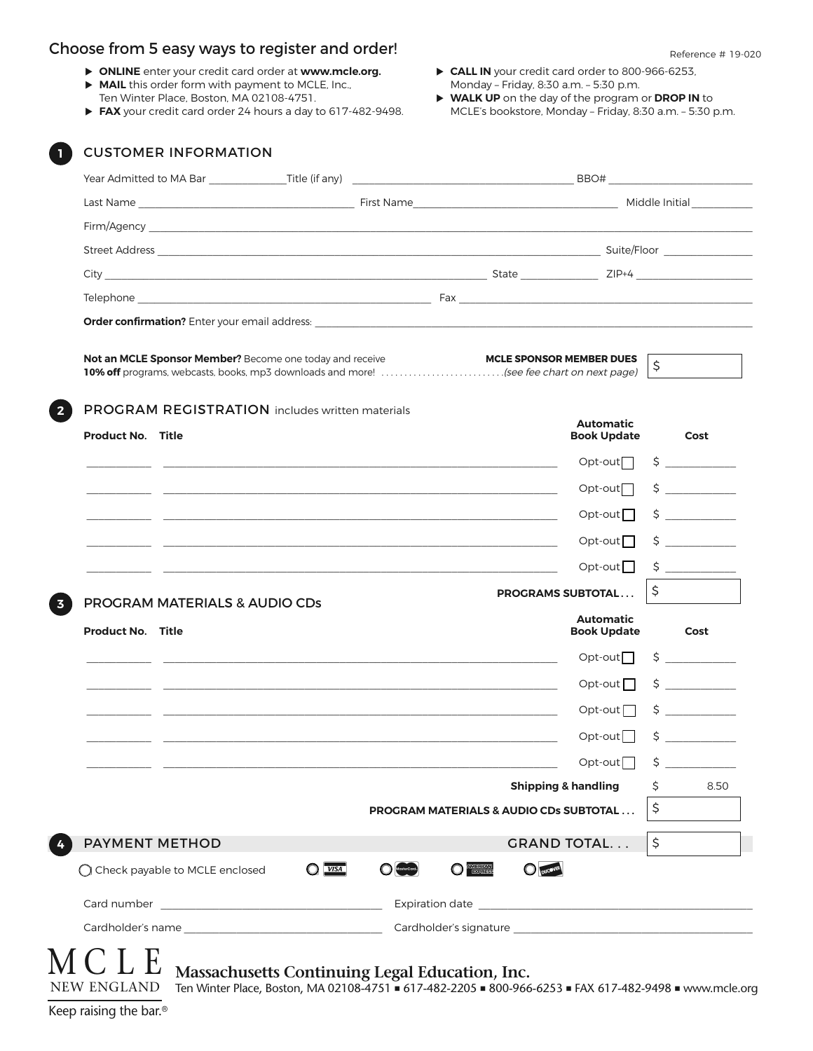## Choose from 5 easy ways to register and order!

Reference # 19-020

- ▶ **ONLINE** enter your credit card order at **www.mcle.org.**
- ▶ **MAIL** this order form with payment to MCLE, Inc., Ten Winter Place, Boston, MA 02108-4751.
- ▶ **FAX** your credit card order 24 hours a day to 617-482-9498.
- ▶ **CALL IN** your credit card order to 800-966-6253, Monday – Friday, 8:30 a.m. – 5:30 p.m.
- ▶ **WALK UP** on the day of the program or **DROP IN** to MCLE's bookstore, Monday – Friday, 8:30 a.m. – 5:30 p.m.

### 1 CUSTOMER INFORMATION

Year Admitted to MA Bar ______________ Title (if any) ______________ BBO# ______________

Last Name ______________ First Name ______________ Middle Initial ______________

Firm/Agency ______________

Street Address ______________ Suite/Floor ______________

City ______________ State ______________ ZIP+4 ______________

Telephone ______________ Fax ______________

**Order confirmation?** Enter your email address: ______________

**Not an MCLE Sponsor Member?** Become one today and receive **10% off** programs, webcasts, books, mp3 downloads and more! ..........................*(see fee chart on next page)* **MCLE SPONSOR MEMBER DUES** $ ______

### 2 PROGRAM REGISTRATION includes written materials

| Product No. | Title | Automatic Book Update | Cost |
|---|---|---|---|
| ______ | ______ | Opt-out ☐ | $ ______ |
| ______ | ______ | Opt-out ☐ | $ ______ |
| ______ | ______ | Opt-out ☐ | $ ______ |
| ______ | ______ | Opt-out ☐ | $ ______ |
| ______ | ______ | Opt-out ☐ | $ ______ |
| | | **PROGRAMS SUBTOTAL...** | $ |

### 3 PROGRAM MATERIALS & AUDIO CDs

| Product No. | Title | Automatic Book Update | Cost |
|---|---|---|---|
| ______ | ______ | Opt-out ☐ | $ ______ |
| ______ | ______ | Opt-out ☐ | $ ______ |
| ______ | ______ | Opt-out ☐ | $ ______ |
| ______ | ______ | Opt-out ☐ | $ ______ |
| ______ | ______ | Opt-out ☐ | $ ______ |
| | | **Shipping & handling** | $ 8.50 |
| | | **PROGRAM MATERIALS & AUDIO CDs SUBTOTAL...** | $ |

### 4 PAYMENT METHOD

**GRAND TOTAL...** $ ______

○ Check payable to MCLE enclosed ○ VISA ○ MasterCard ○ American Express ○ Discover

Card number ______________ Expiration date ______________

Cardholder's name ______________ Cardholder's signature ______________

MCLE NEW ENGLAND **Massachusetts Continuing Legal Education, Inc.**
Ten Winter Place, Boston, MA 02108-4751 ■ 617-482-2205 ■ 800-966-6253 ■ FAX 617-482-9498 ■ www.mcle.org

Keep raising the bar.®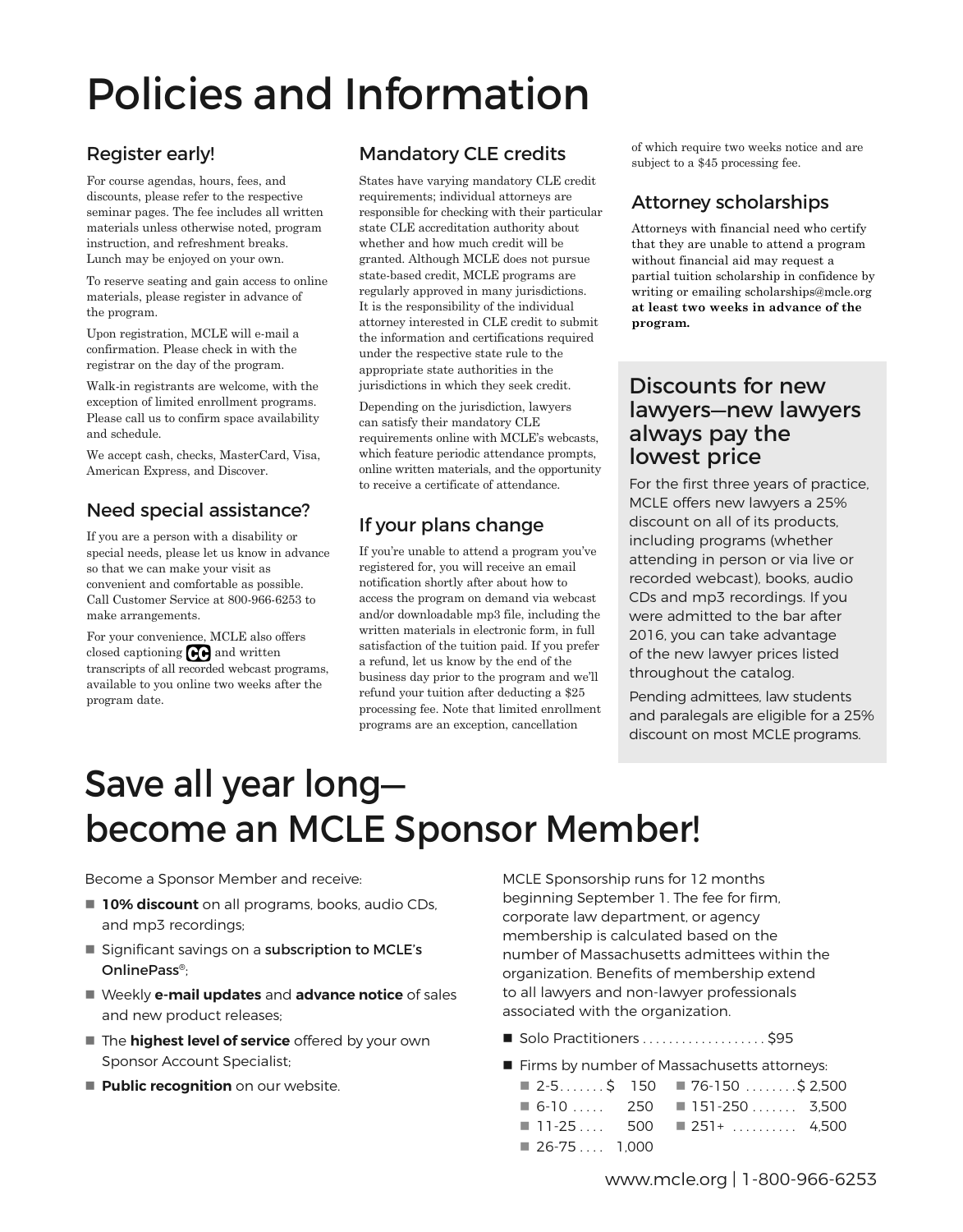# Policies and Information

## Register early!

For course agendas, hours, fees, and discounts, please refer to the respective seminar pages. The fee includes all written materials unless otherwise noted, program instruction, and refreshment breaks. Lunch may be enjoyed on your own.

To reserve seating and gain access to online materials, please register in advance of the program.

Upon registration, MCLE will e-mail a confirmation. Please check in with the registrar on the day of the program.

Walk-in registrants are welcome, with the exception of limited enrollment programs. Please call us to confirm space availability and schedule.

We accept cash, checks, MasterCard, Visa, American Express, and Discover.

## Need special assistance?

If you are a person with a disability or special needs, please let us know in advance so that we can make your visit as convenient and comfortable as possible. Call Customer Service at 800-966-6253 to make arrangements.

For your convenience, MCLE also offers closed captioning CC and written transcripts of all recorded webcast programs, available to you online two weeks after the program date.

## Mandatory CLE credits

States have varying mandatory CLE credit requirements; individual attorneys are responsible for checking with their particular state CLE accreditation authority about whether and how much credit will be granted. Although MCLE does not pursue state-based credit, MCLE programs are regularly approved in many jurisdictions. It is the responsibility of the individual attorney interested in CLE credit to submit the information and certifications required under the respective state rule to the appropriate state authorities in the jurisdictions in which they seek credit.

Depending on the jurisdiction, lawyers can satisfy their mandatory CLE requirements online with MCLE's webcasts, which feature periodic attendance prompts, online written materials, and the opportunity to receive a certificate of attendance.

## If your plans change

If you're unable to attend a program you've registered for, you will receive an email notification shortly after about how to access the program on demand via webcast and/or downloadable mp3 file, including the written materials in electronic form, in full satisfaction of the tuition paid. If you prefer a refund, let us know by the end of the business day prior to the program and we'll refund your tuition after deducting a $25 processing fee. Note that limited enrollment programs are an exception, cancellation of which require two weeks notice and are subject to a $45 processing fee.

## Attorney scholarships

Attorneys with financial need who certify that they are unable to attend a program without financial aid may request a partial tuition scholarship in confidence by writing or emailing scholarships@mcle.org **at least two weeks in advance of the program.**

## Discounts for new lawyers—new lawyers always pay the lowest price

For the first three years of practice, MCLE offers new lawyers a 25% discount on all of its products, including programs (whether attending in person or via live or recorded webcast), books, audio CDs and mp3 recordings. If you were admitted to the bar after 2016, you can take advantage of the new lawyer prices listed throughout the catalog.

Pending admittees, law students and paralegals are eligible for a 25% discount on most MCLE programs.

# Save all year long—become an MCLE Sponsor Member!

Become a Sponsor Member and receive:

- **10% discount** on all programs, books, audio CDs, and mp3 recordings;
- Significant savings on a **subscription to MCLE's OnlinePass®**;
- Weekly **e-mail updates** and **advance notice** of sales and new product releases;
- The **highest level of service** offered by your own Sponsor Account Specialist;
- **Public recognition** on our website.

MCLE Sponsorship runs for 12 months beginning September 1. The fee for firm, corporate law department, or agency membership is calculated based on the number of Massachusetts admittees within the organization. Benefits of membership extend to all lawyers and non-lawyer professionals associated with the organization.

- Solo Practitioners ................... $95
- Firms by number of Massachusetts attorneys:
  - 2-5 ....... $ 150
  - 6-10 ..... 250
  - 11-25 .... 500
  - 26-75 .... 1,000
  - 76-150 ........ $ 2,500
  - 151-250 ....... 3,500
  - 251+ .......... 4,500